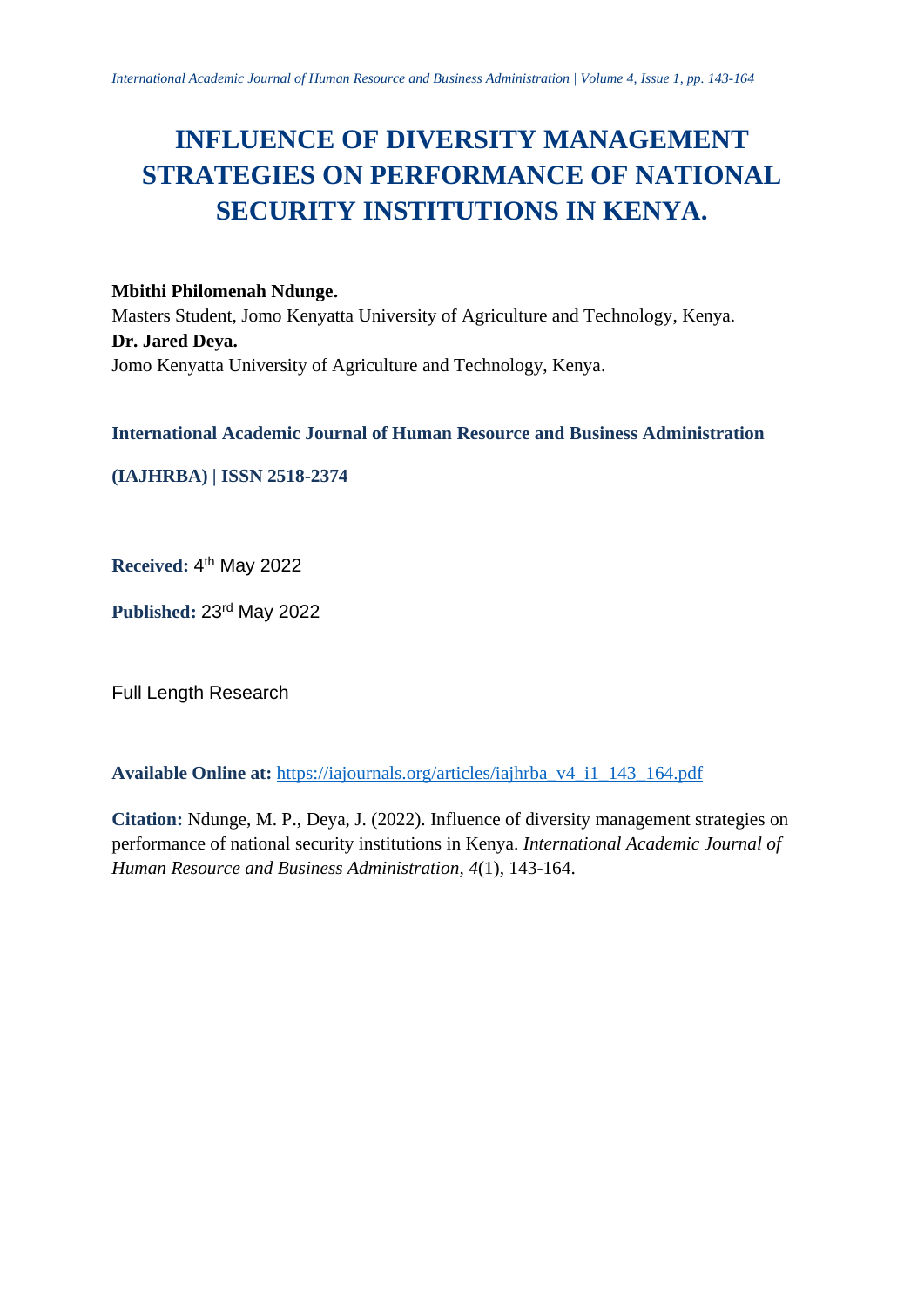# INFLUENCE OF DIVERSITY MANAGEMENT STRATEGIES ON PERFORMANCE OF NATIONAL SECURITY INSTITUTIONS IN KENYA.

**Mbithi Philomenah Ndunge.**
Masters Student, Jomo Kenyatta University of Agriculture and Technology, Kenya.
**Dr. Jared Deya.**
Jomo Kenyatta University of Agriculture and Technology, Kenya.

**International Academic Journal of Human Resource and Business Administration**

**(IAJHRBA) | ISSN 2518-2374**

**Received:** 4th May 2022

**Published:** 23rd May 2022

Full Length Research

**Available Online at:** https://iajournals.org/articles/iajhrba_v4_i1_143_164.pdf

**Citation:** Ndunge, M. P., Deya, J. (2022). Influence of diversity management strategies on performance of national security institutions in Kenya. *International Academic Journal of Human Resource and Business Administration, 4*(1), 143-164.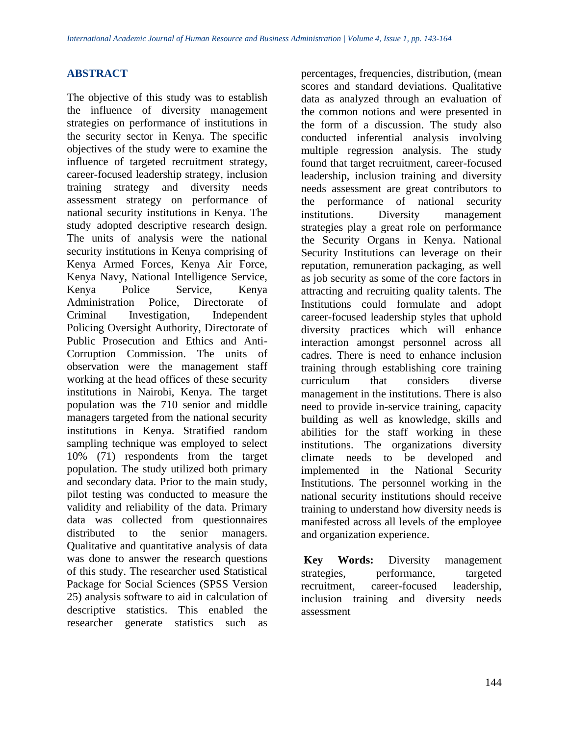## ABSTRACT

The objective of this study was to establish the influence of diversity management strategies on performance of institutions in the security sector in Kenya. The specific objectives of the study were to examine the influence of targeted recruitment strategy, career-focused leadership strategy, inclusion training strategy and diversity needs assessment strategy on performance of national security institutions in Kenya. The study adopted descriptive research design. The units of analysis were the national security institutions in Kenya comprising of Kenya Armed Forces, Kenya Air Force, Kenya Navy, National Intelligence Service, Kenya Police Service, Kenya Administration Police, Directorate of Criminal Investigation, Independent Policing Oversight Authority, Directorate of Public Prosecution and Ethics and Anti-Corruption Commission. The units of observation were the management staff working at the head offices of these security institutions in Nairobi, Kenya. The target population was the 710 senior and middle managers targeted from the national security institutions in Kenya. Stratified random sampling technique was employed to select 10% (71) respondents from the target population. The study utilized both primary and secondary data. Prior to the main study, pilot testing was conducted to measure the validity and reliability of the data. Primary data was collected from questionnaires distributed to the senior managers. Qualitative and quantitative analysis of data was done to answer the research questions of this study. The researcher used Statistical Package for Social Sciences (SPSS Version 25) analysis software to aid in calculation of descriptive statistics. This enabled the researcher generate statistics such as percentages, frequencies, distribution, (mean scores and standard deviations. Qualitative data as analyzed through an evaluation of the common notions and were presented in the form of a discussion. The study also conducted inferential analysis involving multiple regression analysis. The study found that target recruitment, career-focused leadership, inclusion training and diversity needs assessment are great contributors to the performance of national security institutions. Diversity management strategies play a great role on performance the Security Organs in Kenya. National Security Institutions can leverage on their reputation, remuneration packaging, as well as job security as some of the core factors in attracting and recruiting quality talents. The Institutions could formulate and adopt career-focused leadership styles that uphold diversity practices which will enhance interaction amongst personnel across all cadres. There is need to enhance inclusion training through establishing core training curriculum that considers diverse management in the institutions. There is also need to provide in-service training, capacity building as well as knowledge, skills and abilities for the staff working in these institutions. The organizations diversity climate needs to be developed and implemented in the National Security Institutions. The personnel working in the national security institutions should receive training to understand how diversity needs is manifested across all levels of the employee and organization experience.

**Key Words:** Diversity management strategies, performance, targeted recruitment, career-focused leadership, inclusion training and diversity needs assessment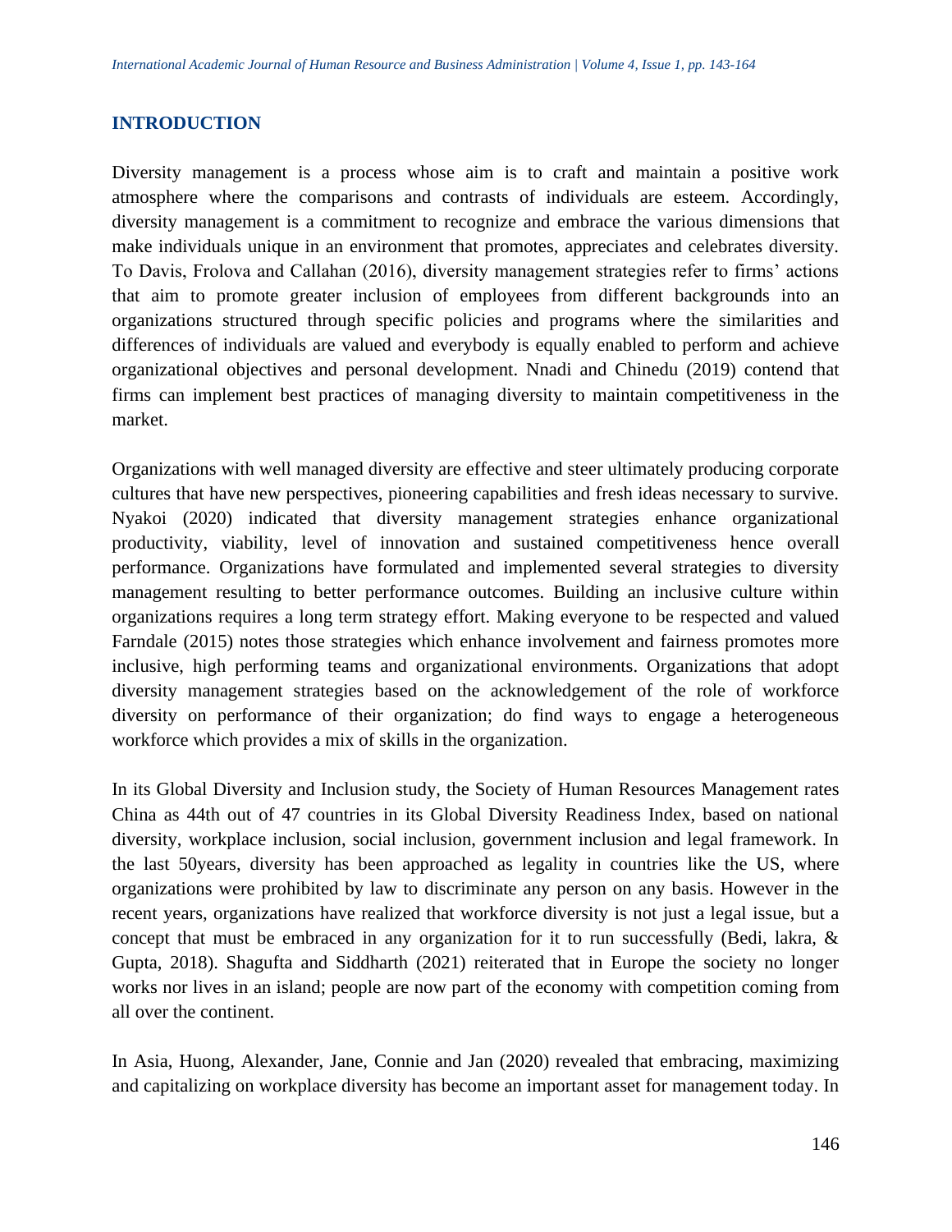## INTRODUCTION

Diversity management is a process whose aim is to craft and maintain a positive work atmosphere where the comparisons and contrasts of individuals are esteem. Accordingly, diversity management is a commitment to recognize and embrace the various dimensions that make individuals unique in an environment that promotes, appreciates and celebrates diversity. To Davis, Frolova and Callahan (2016), diversity management strategies refer to firms' actions that aim to promote greater inclusion of employees from different backgrounds into an organizations structured through specific policies and programs where the similarities and differences of individuals are valued and everybody is equally enabled to perform and achieve organizational objectives and personal development. Nnadi and Chinedu (2019) contend that firms can implement best practices of managing diversity to maintain competitiveness in the market.

Organizations with well managed diversity are effective and steer ultimately producing corporate cultures that have new perspectives, pioneering capabilities and fresh ideas necessary to survive. Nyakoi (2020) indicated that diversity management strategies enhance organizational productivity, viability, level of innovation and sustained competitiveness hence overall performance. Organizations have formulated and implemented several strategies to diversity management resulting to better performance outcomes. Building an inclusive culture within organizations requires a long term strategy effort. Making everyone to be respected and valued Farndale (2015) notes those strategies which enhance involvement and fairness promotes more inclusive, high performing teams and organizational environments. Organizations that adopt diversity management strategies based on the acknowledgement of the role of workforce diversity on performance of their organization; do find ways to engage a heterogeneous workforce which provides a mix of skills in the organization.

In its Global Diversity and Inclusion study, the Society of Human Resources Management rates China as 44th out of 47 countries in its Global Diversity Readiness Index, based on national diversity, workplace inclusion, social inclusion, government inclusion and legal framework. In the last 50years, diversity has been approached as legality in countries like the US, where organizations were prohibited by law to discriminate any person on any basis. However in the recent years, organizations have realized that workforce diversity is not just a legal issue, but a concept that must be embraced in any organization for it to run successfully (Bedi, lakra, & Gupta, 2018). Shagufta and Siddharth (2021) reiterated that in Europe the society no longer works nor lives in an island; people are now part of the economy with competition coming from all over the continent.

In Asia, Huong, Alexander, Jane, Connie and Jan (2020) revealed that embracing, maximizing and capitalizing on workplace diversity has become an important asset for management today. In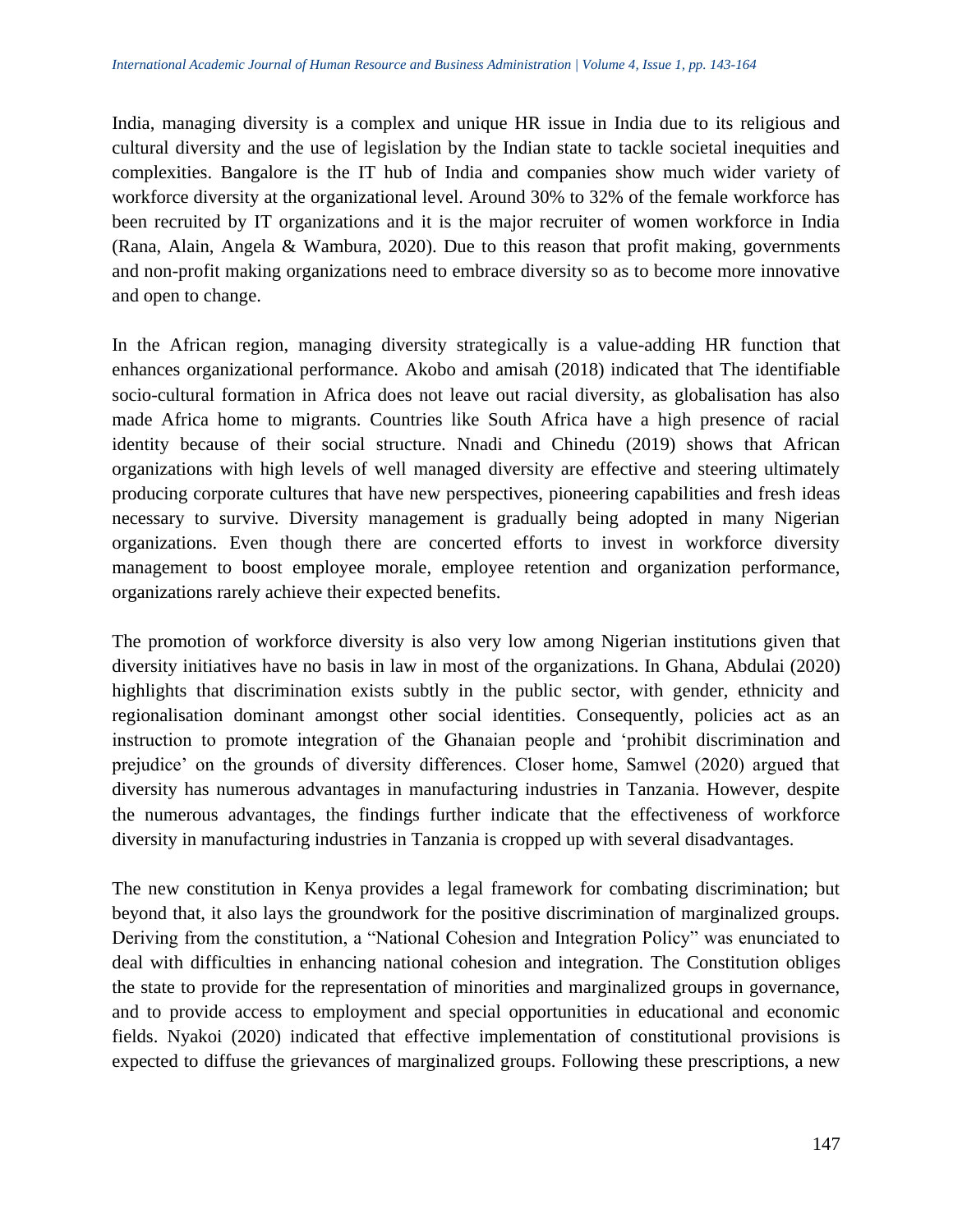India, managing diversity is a complex and unique HR issue in India due to its religious and cultural diversity and the use of legislation by the Indian state to tackle societal inequities and complexities. Bangalore is the IT hub of India and companies show much wider variety of workforce diversity at the organizational level. Around 30% to 32% of the female workforce has been recruited by IT organizations and it is the major recruiter of women workforce in India (Rana, Alain, Angela & Wambura, 2020). Due to this reason that profit making, governments and non-profit making organizations need to embrace diversity so as to become more innovative and open to change.

In the African region, managing diversity strategically is a value-adding HR function that enhances organizational performance. Akobo and amisah (2018) indicated that The identifiable socio-cultural formation in Africa does not leave out racial diversity, as globalisation has also made Africa home to migrants. Countries like South Africa have a high presence of racial identity because of their social structure. Nnadi and Chinedu (2019) shows that African organizations with high levels of well managed diversity are effective and steering ultimately producing corporate cultures that have new perspectives, pioneering capabilities and fresh ideas necessary to survive. Diversity management is gradually being adopted in many Nigerian organizations. Even though there are concerted efforts to invest in workforce diversity management to boost employee morale, employee retention and organization performance, organizations rarely achieve their expected benefits.

The promotion of workforce diversity is also very low among Nigerian institutions given that diversity initiatives have no basis in law in most of the organizations. In Ghana, Abdulai (2020) highlights that discrimination exists subtly in the public sector, with gender, ethnicity and regionalisation dominant amongst other social identities. Consequently, policies act as an instruction to promote integration of the Ghanaian people and 'prohibit discrimination and prejudice' on the grounds of diversity differences. Closer home, Samwel (2020) argued that diversity has numerous advantages in manufacturing industries in Tanzania. However, despite the numerous advantages, the findings further indicate that the effectiveness of workforce diversity in manufacturing industries in Tanzania is cropped up with several disadvantages.

The new constitution in Kenya provides a legal framework for combating discrimination; but beyond that, it also lays the groundwork for the positive discrimination of marginalized groups. Deriving from the constitution, a "National Cohesion and Integration Policy" was enunciated to deal with difficulties in enhancing national cohesion and integration. The Constitution obliges the state to provide for the representation of minorities and marginalized groups in governance, and to provide access to employment and special opportunities in educational and economic fields. Nyakoi (2020) indicated that effective implementation of constitutional provisions is expected to diffuse the grievances of marginalized groups. Following these prescriptions, a new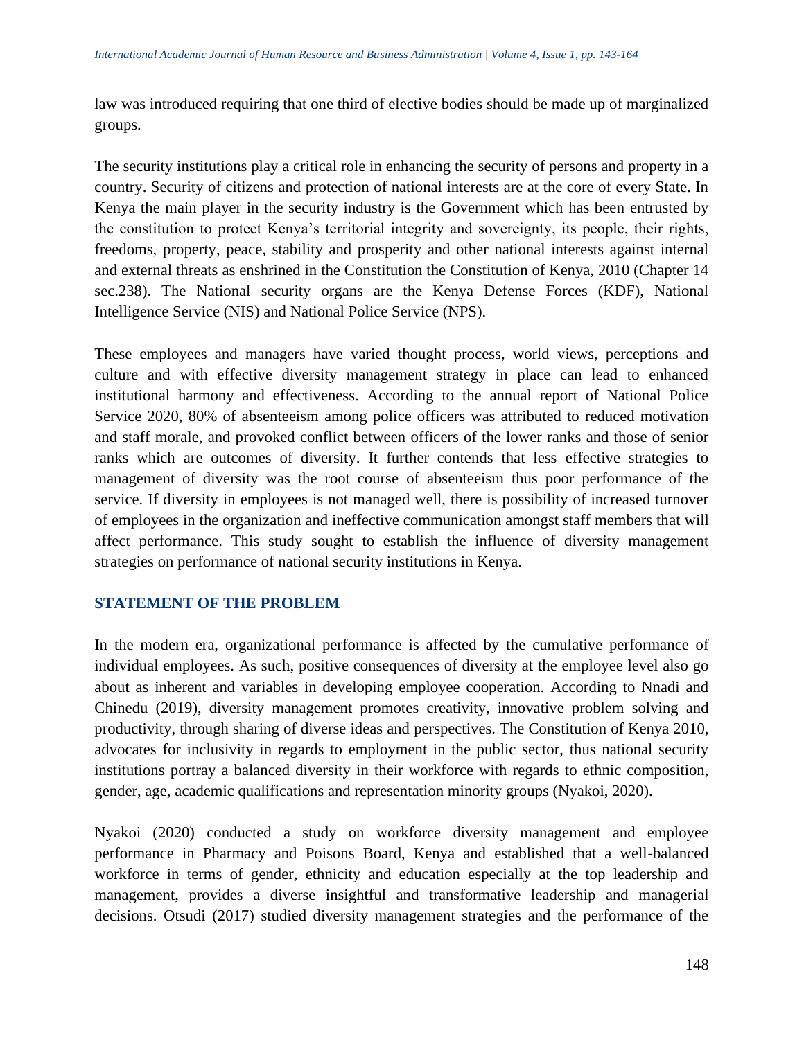law was introduced requiring that one third of elective bodies should be made up of marginalized groups.

The security institutions play a critical role in enhancing the security of persons and property in a country. Security of citizens and protection of national interests are at the core of every State. In Kenya the main player in the security industry is the Government which has been entrusted by the constitution to protect Kenya's territorial integrity and sovereignty, its people, their rights, freedoms, property, peace, stability and prosperity and other national interests against internal and external threats as enshrined in the Constitution the Constitution of Kenya, 2010 (Chapter 14 sec.238). The National security organs are the Kenya Defense Forces (KDF), National Intelligence Service (NIS) and National Police Service (NPS).

These employees and managers have varied thought process, world views, perceptions and culture and with effective diversity management strategy in place can lead to enhanced institutional harmony and effectiveness. According to the annual report of National Police Service 2020, 80% of absenteeism among police officers was attributed to reduced motivation and staff morale, and provoked conflict between officers of the lower ranks and those of senior ranks which are outcomes of diversity. It further contends that less effective strategies to management of diversity was the root course of absenteeism thus poor performance of the service. If diversity in employees is not managed well, there is possibility of increased turnover of employees in the organization and ineffective communication amongst staff members that will affect performance. This study sought to establish the influence of diversity management strategies on performance of national security institutions in Kenya.

## STATEMENT OF THE PROBLEM

In the modern era, organizational performance is affected by the cumulative performance of individual employees. As such, positive consequences of diversity at the employee level also go about as inherent and variables in developing employee cooperation. According to Nnadi and Chinedu (2019), diversity management promotes creativity, innovative problem solving and productivity, through sharing of diverse ideas and perspectives. The Constitution of Kenya 2010, advocates for inclusivity in regards to employment in the public sector, thus national security institutions portray a balanced diversity in their workforce with regards to ethnic composition, gender, age, academic qualifications and representation minority groups (Nyakoi, 2020).

Nyakoi (2020) conducted a study on workforce diversity management and employee performance in Pharmacy and Poisons Board, Kenya and established that a well-balanced workforce in terms of gender, ethnicity and education especially at the top leadership and management, provides a diverse insightful and transformative leadership and managerial decisions. Otsudi (2017) studied diversity management strategies and the performance of the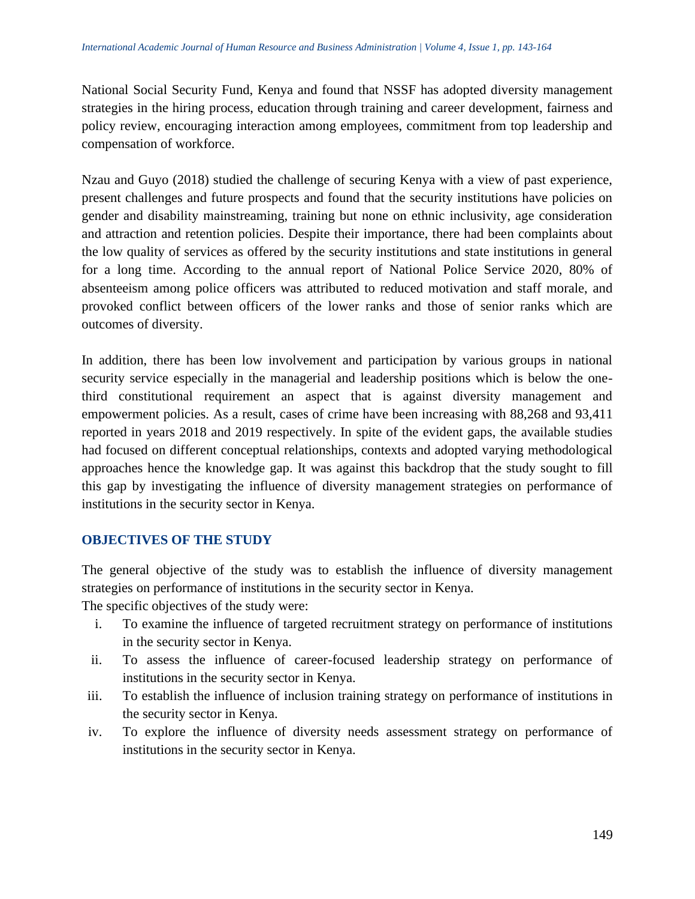National Social Security Fund, Kenya and found that NSSF has adopted diversity management strategies in the hiring process, education through training and career development, fairness and policy review, encouraging interaction among employees, commitment from top leadership and compensation of workforce.

Nzau and Guyo (2018) studied the challenge of securing Kenya with a view of past experience, present challenges and future prospects and found that the security institutions have policies on gender and disability mainstreaming, training but none on ethnic inclusivity, age consideration and attraction and retention policies. Despite their importance, there had been complaints about the low quality of services as offered by the security institutions and state institutions in general for a long time. According to the annual report of National Police Service 2020, 80% of absenteeism among police officers was attributed to reduced motivation and staff morale, and provoked conflict between officers of the lower ranks and those of senior ranks which are outcomes of diversity.

In addition, there has been low involvement and participation by various groups in national security service especially in the managerial and leadership positions which is below the one-third constitutional requirement an aspect that is against diversity management and empowerment policies. As a result, cases of crime have been increasing with 88,268 and 93,411 reported in years 2018 and 2019 respectively. In spite of the evident gaps, the available studies had focused on different conceptual relationships, contexts and adopted varying methodological approaches hence the knowledge gap. It was against this backdrop that the study sought to fill this gap by investigating the influence of diversity management strategies on performance of institutions in the security sector in Kenya.

## OBJECTIVES OF THE STUDY

The general objective of the study was to establish the influence of diversity management strategies on performance of institutions in the security sector in Kenya.

The specific objectives of the study were:

i. To examine the influence of targeted recruitment strategy on performance of institutions in the security sector in Kenya.
ii. To assess the influence of career-focused leadership strategy on performance of institutions in the security sector in Kenya.
iii. To establish the influence of inclusion training strategy on performance of institutions in the security sector in Kenya.
iv. To explore the influence of diversity needs assessment strategy on performance of institutions in the security sector in Kenya.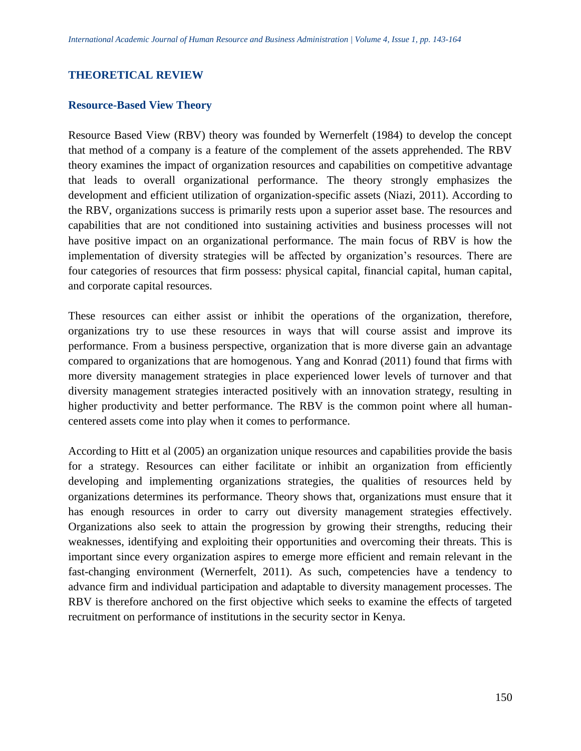## THEORETICAL REVIEW

### Resource-Based View Theory

Resource Based View (RBV) theory was founded by Wernerfelt (1984) to develop the concept that method of a company is a feature of the complement of the assets apprehended. The RBV theory examines the impact of organization resources and capabilities on competitive advantage that leads to overall organizational performance. The theory strongly emphasizes the development and efficient utilization of organization-specific assets (Niazi, 2011). According to the RBV, organizations success is primarily rests upon a superior asset base. The resources and capabilities that are not conditioned into sustaining activities and business processes will not have positive impact on an organizational performance. The main focus of RBV is how the implementation of diversity strategies will be affected by organization's resources. There are four categories of resources that firm possess: physical capital, financial capital, human capital, and corporate capital resources.

These resources can either assist or inhibit the operations of the organization, therefore, organizations try to use these resources in ways that will course assist and improve its performance. From a business perspective, organization that is more diverse gain an advantage compared to organizations that are homogenous. Yang and Konrad (2011) found that firms with more diversity management strategies in place experienced lower levels of turnover and that diversity management strategies interacted positively with an innovation strategy, resulting in higher productivity and better performance. The RBV is the common point where all human-centered assets come into play when it comes to performance.

According to Hitt et al (2005) an organization unique resources and capabilities provide the basis for a strategy. Resources can either facilitate or inhibit an organization from efficiently developing and implementing organizations strategies, the qualities of resources held by organizations determines its performance. Theory shows that, organizations must ensure that it has enough resources in order to carry out diversity management strategies effectively. Organizations also seek to attain the progression by growing their strengths, reducing their weaknesses, identifying and exploiting their opportunities and overcoming their threats. This is important since every organization aspires to emerge more efficient and remain relevant in the fast-changing environment (Wernerfelt, 2011). As such, competencies have a tendency to advance firm and individual participation and adaptable to diversity management processes. The RBV is therefore anchored on the first objective which seeks to examine the effects of targeted recruitment on performance of institutions in the security sector in Kenya.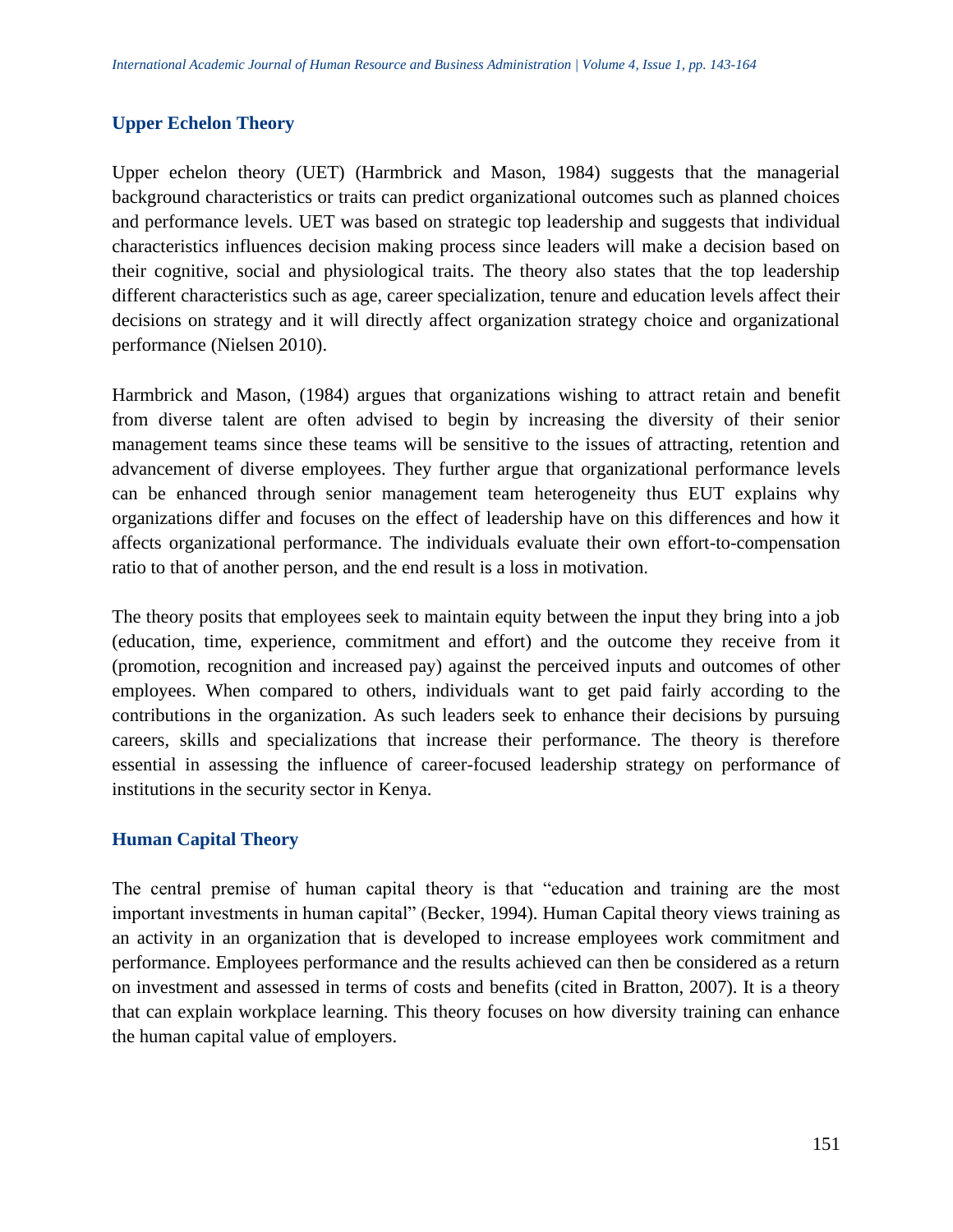### Upper Echelon Theory

Upper echelon theory (UET) (Harmbrick and Mason, 1984) suggests that the managerial background characteristics or traits can predict organizational outcomes such as planned choices and performance levels. UET was based on strategic top leadership and suggests that individual characteristics influences decision making process since leaders will make a decision based on their cognitive, social and physiological traits. The theory also states that the top leadership different characteristics such as age, career specialization, tenure and education levels affect their decisions on strategy and it will directly affect organization strategy choice and organizational performance (Nielsen 2010).

Harmbrick and Mason, (1984) argues that organizations wishing to attract retain and benefit from diverse talent are often advised to begin by increasing the diversity of their senior management teams since these teams will be sensitive to the issues of attracting, retention and advancement of diverse employees. They further argue that organizational performance levels can be enhanced through senior management team heterogeneity thus EUT explains why organizations differ and focuses on the effect of leadership have on this differences and how it affects organizational performance. The individuals evaluate their own effort-to-compensation ratio to that of another person, and the end result is a loss in motivation.

The theory posits that employees seek to maintain equity between the input they bring into a job (education, time, experience, commitment and effort) and the outcome they receive from it (promotion, recognition and increased pay) against the perceived inputs and outcomes of other employees. When compared to others, individuals want to get paid fairly according to the contributions in the organization. As such leaders seek to enhance their decisions by pursuing careers, skills and specializations that increase their performance. The theory is therefore essential in assessing the influence of career-focused leadership strategy on performance of institutions in the security sector in Kenya.

### Human Capital Theory

The central premise of human capital theory is that "education and training are the most important investments in human capital" (Becker, 1994). Human Capital theory views training as an activity in an organization that is developed to increase employees work commitment and performance. Employees performance and the results achieved can then be considered as a return on investment and assessed in terms of costs and benefits (cited in Bratton, 2007). It is a theory that can explain workplace learning. This theory focuses on how diversity training can enhance the human capital value of employers.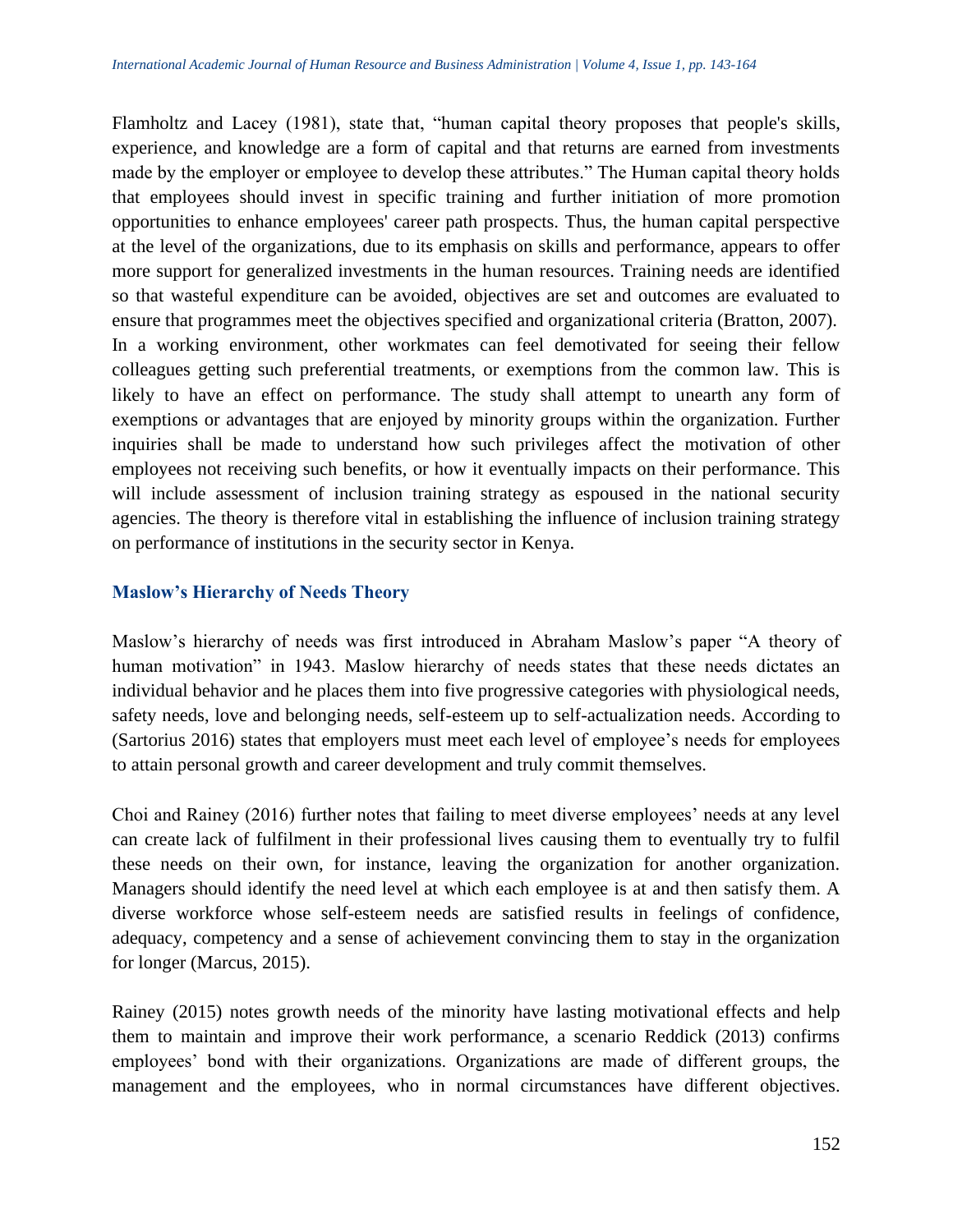Flamholtz and Lacey (1981), state that, "human capital theory proposes that people's skills, experience, and knowledge are a form of capital and that returns are earned from investments made by the employer or employee to develop these attributes." The Human capital theory holds that employees should invest in specific training and further initiation of more promotion opportunities to enhance employees' career path prospects. Thus, the human capital perspective at the level of the organizations, due to its emphasis on skills and performance, appears to offer more support for generalized investments in the human resources. Training needs are identified so that wasteful expenditure can be avoided, objectives are set and outcomes are evaluated to ensure that programmes meet the objectives specified and organizational criteria (Bratton, 2007). In a working environment, other workmates can feel demotivated for seeing their fellow colleagues getting such preferential treatments, or exemptions from the common law. This is likely to have an effect on performance. The study shall attempt to unearth any form of exemptions or advantages that are enjoyed by minority groups within the organization. Further inquiries shall be made to understand how such privileges affect the motivation of other employees not receiving such benefits, or how it eventually impacts on their performance. This will include assessment of inclusion training strategy as espoused in the national security agencies. The theory is therefore vital in establishing the influence of inclusion training strategy on performance of institutions in the security sector in Kenya.

### Maslow's Hierarchy of Needs Theory

Maslow's hierarchy of needs was first introduced in Abraham Maslow's paper "A theory of human motivation" in 1943. Maslow hierarchy of needs states that these needs dictates an individual behavior and he places them into five progressive categories with physiological needs, safety needs, love and belonging needs, self-esteem up to self-actualization needs. According to (Sartorius 2016) states that employers must meet each level of employee's needs for employees to attain personal growth and career development and truly commit themselves.

Choi and Rainey (2016) further notes that failing to meet diverse employees' needs at any level can create lack of fulfilment in their professional lives causing them to eventually try to fulfil these needs on their own, for instance, leaving the organization for another organization. Managers should identify the need level at which each employee is at and then satisfy them. A diverse workforce whose self-esteem needs are satisfied results in feelings of confidence, adequacy, competency and a sense of achievement convincing them to stay in the organization for longer (Marcus, 2015).

Rainey (2015) notes growth needs of the minority have lasting motivational effects and help them to maintain and improve their work performance, a scenario Reddick (2013) confirms employees' bond with their organizations. Organizations are made of different groups, the management and the employees, who in normal circumstances have different objectives.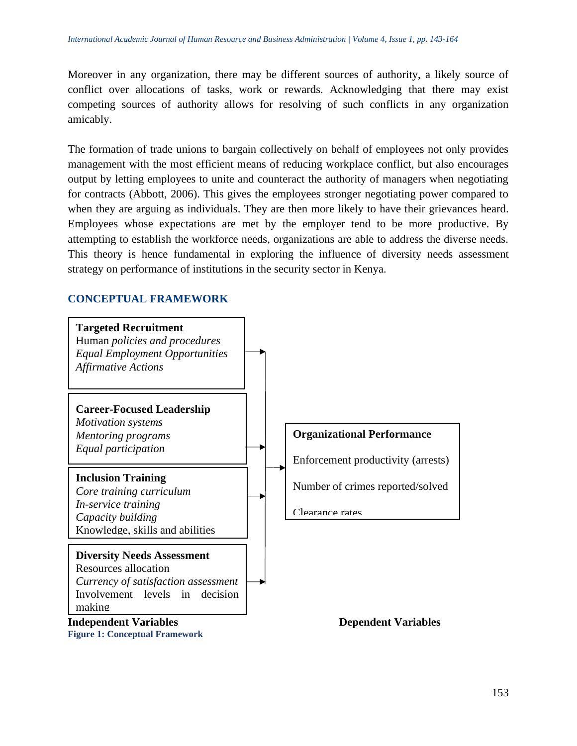Moreover in any organization, there may be different sources of authority, a likely source of conflict over allocations of tasks, work or rewards. Acknowledging that there may exist competing sources of authority allows for resolving of such conflicts in any organization amicably.

The formation of trade unions to bargain collectively on behalf of employees not only provides management with the most efficient means of reducing workplace conflict, but also encourages output by letting employees to unite and counteract the authority of managers when negotiating for contracts (Abbott, 2006). This gives the employees stronger negotiating power compared to when they are arguing as individuals. They are then more likely to have their grievances heard. Employees whose expectations are met by the employer tend to be more productive. By attempting to establish the workforce needs, organizations are able to address the diverse needs. This theory is hence fundamental in exploring the influence of diversity needs assessment strategy on performance of institutions in the security sector in Kenya.

## CONCEPTUAL FRAMEWORK

**Independent Variables**

**Targeted Recruitment**
Human *policies and procedures*
*Equal Employment Opportunities*
*Affirmative Actions*

**Career-Focused Leadership**
*Motivation systems*
*Mentoring programs*
*Equal participation*

**Inclusion Training**
*Core training curriculum*
*In-service training*
*Capacity building*
Knowledge, skills and abilities

**Diversity Needs Assessment**
Resources allocation
*Currency of satisfaction assessment*
Involvement levels in decision making

**Dependent Variables**

**Organizational Performance**
Enforcement productivity (arrests)
Number of crimes reported/solved
Clearance rates

**Figure 1: Conceptual Framework**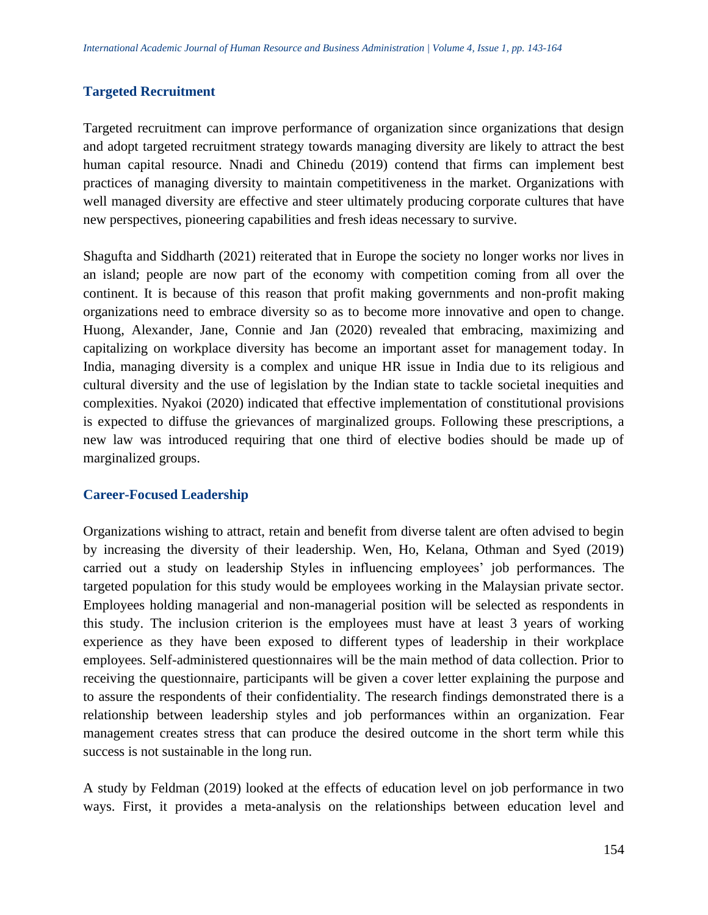### Targeted Recruitment

Targeted recruitment can improve performance of organization since organizations that design and adopt targeted recruitment strategy towards managing diversity are likely to attract the best human capital resource. Nnadi and Chinedu (2019) contend that firms can implement best practices of managing diversity to maintain competitiveness in the market. Organizations with well managed diversity are effective and steer ultimately producing corporate cultures that have new perspectives, pioneering capabilities and fresh ideas necessary to survive.

Shagufta and Siddharth (2021) reiterated that in Europe the society no longer works nor lives in an island; people are now part of the economy with competition coming from all over the continent. It is because of this reason that profit making governments and non-profit making organizations need to embrace diversity so as to become more innovative and open to change. Huong, Alexander, Jane, Connie and Jan (2020) revealed that embracing, maximizing and capitalizing on workplace diversity has become an important asset for management today. In India, managing diversity is a complex and unique HR issue in India due to its religious and cultural diversity and the use of legislation by the Indian state to tackle societal inequities and complexities. Nyakoi (2020) indicated that effective implementation of constitutional provisions is expected to diffuse the grievances of marginalized groups. Following these prescriptions, a new law was introduced requiring that one third of elective bodies should be made up of marginalized groups.

### Career-Focused Leadership

Organizations wishing to attract, retain and benefit from diverse talent are often advised to begin by increasing the diversity of their leadership. Wen, Ho, Kelana, Othman and Syed (2019) carried out a study on leadership Styles in influencing employees' job performances. The targeted population for this study would be employees working in the Malaysian private sector. Employees holding managerial and non-managerial position will be selected as respondents in this study. The inclusion criterion is the employees must have at least 3 years of working experience as they have been exposed to different types of leadership in their workplace employees. Self-administered questionnaires will be the main method of data collection. Prior to receiving the questionnaire, participants will be given a cover letter explaining the purpose and to assure the respondents of their confidentiality. The research findings demonstrated there is a relationship between leadership styles and job performances within an organization. Fear management creates stress that can produce the desired outcome in the short term while this success is not sustainable in the long run.

A study by Feldman (2019) looked at the effects of education level on job performance in two ways. First, it provides a meta-analysis on the relationships between education level and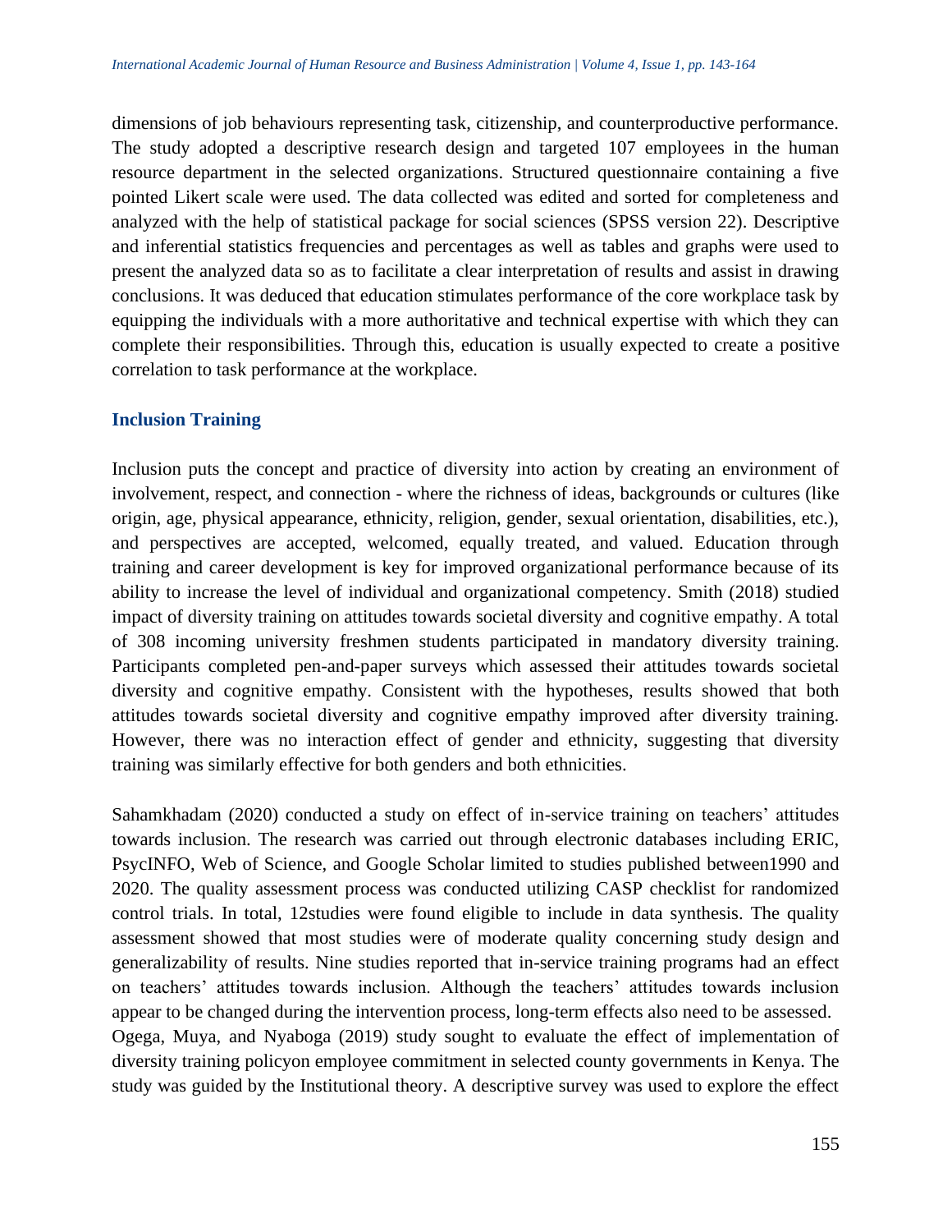dimensions of job behaviours representing task, citizenship, and counterproductive performance. The study adopted a descriptive research design and targeted 107 employees in the human resource department in the selected organizations. Structured questionnaire containing a five pointed Likert scale were used. The data collected was edited and sorted for completeness and analyzed with the help of statistical package for social sciences (SPSS version 22). Descriptive and inferential statistics frequencies and percentages as well as tables and graphs were used to present the analyzed data so as to facilitate a clear interpretation of results and assist in drawing conclusions. It was deduced that education stimulates performance of the core workplace task by equipping the individuals with a more authoritative and technical expertise with which they can complete their responsibilities. Through this, education is usually expected to create a positive correlation to task performance at the workplace.

### Inclusion Training

Inclusion puts the concept and practice of diversity into action by creating an environment of involvement, respect, and connection - where the richness of ideas, backgrounds or cultures (like origin, age, physical appearance, ethnicity, religion, gender, sexual orientation, disabilities, etc.), and perspectives are accepted, welcomed, equally treated, and valued. Education through training and career development is key for improved organizational performance because of its ability to increase the level of individual and organizational competency. Smith (2018) studied impact of diversity training on attitudes towards societal diversity and cognitive empathy. A total of 308 incoming university freshmen students participated in mandatory diversity training. Participants completed pen-and-paper surveys which assessed their attitudes towards societal diversity and cognitive empathy. Consistent with the hypotheses, results showed that both attitudes towards societal diversity and cognitive empathy improved after diversity training. However, there was no interaction effect of gender and ethnicity, suggesting that diversity training was similarly effective for both genders and both ethnicities.

Sahamkhadam (2020) conducted a study on effect of in-service training on teachers' attitudes towards inclusion. The research was carried out through electronic databases including ERIC, PsycINFO, Web of Science, and Google Scholar limited to studies published between1990 and 2020. The quality assessment process was conducted utilizing CASP checklist for randomized control trials. In total, 12studies were found eligible to include in data synthesis. The quality assessment showed that most studies were of moderate quality concerning study design and generalizability of results. Nine studies reported that in-service training programs had an effect on teachers' attitudes towards inclusion. Although the teachers' attitudes towards inclusion appear to be changed during the intervention process, long-term effects also need to be assessed.
Ogega, Muya, and Nyaboga (2019) study sought to evaluate the effect of implementation of diversity training policyon employee commitment in selected county governments in Kenya. The study was guided by the Institutional theory. A descriptive survey was used to explore the effect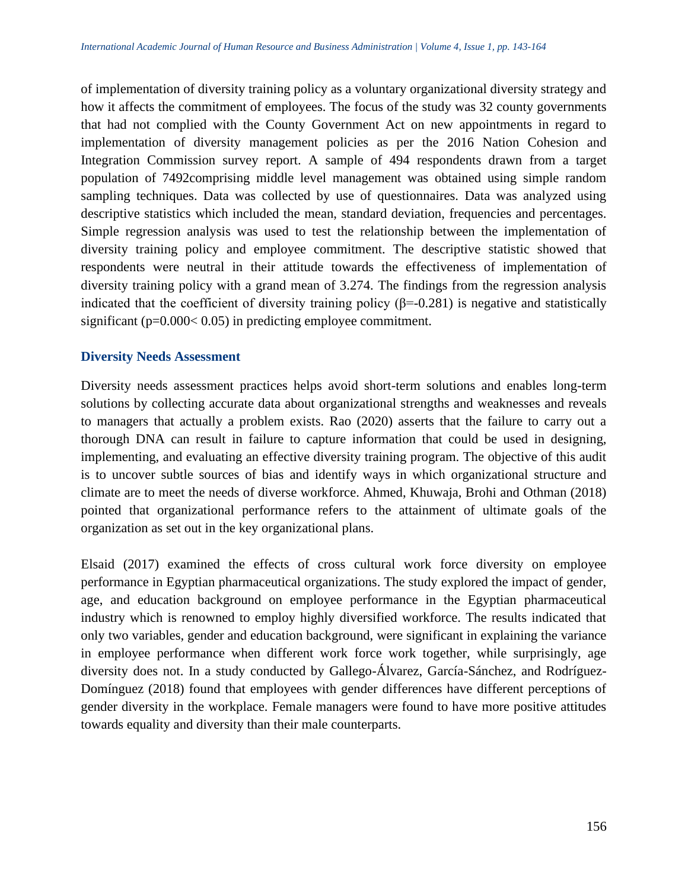of implementation of diversity training policy as a voluntary organizational diversity strategy and how it affects the commitment of employees. The focus of the study was 32 county governments that had not complied with the County Government Act on new appointments in regard to implementation of diversity management policies as per the 2016 Nation Cohesion and Integration Commission survey report. A sample of 494 respondents drawn from a target population of 7492comprising middle level management was obtained using simple random sampling techniques. Data was collected by use of questionnaires. Data was analyzed using descriptive statistics which included the mean, standard deviation, frequencies and percentages. Simple regression analysis was used to test the relationship between the implementation of diversity training policy and employee commitment. The descriptive statistic showed that respondents were neutral in their attitude towards the effectiveness of implementation of diversity training policy with a grand mean of 3.274. The findings from the regression analysis indicated that the coefficient of diversity training policy ($\beta$=-0.281) is negative and statistically significant ($p$=0.000< 0.05) in predicting employee commitment.

## Diversity Needs Assessment

Diversity needs assessment practices helps avoid short-term solutions and enables long-term solutions by collecting accurate data about organizational strengths and weaknesses and reveals to managers that actually a problem exists. Rao (2020) asserts that the failure to carry out a thorough DNA can result in failure to capture information that could be used in designing, implementing, and evaluating an effective diversity training program. The objective of this audit is to uncover subtle sources of bias and identify ways in which organizational structure and climate are to meet the needs of diverse workforce. Ahmed, Khuwaja, Brohi and Othman (2018) pointed that organizational performance refers to the attainment of ultimate goals of the organization as set out in the key organizational plans.

Elsaid (2017) examined the effects of cross cultural work force diversity on employee performance in Egyptian pharmaceutical organizations. The study explored the impact of gender, age, and education background on employee performance in the Egyptian pharmaceutical industry which is renowned to employ highly diversified workforce. The results indicated that only two variables, gender and education background, were significant in explaining the variance in employee performance when different work force work together, while surprisingly, age diversity does not. In a study conducted by Gallego-Álvarez, García-Sánchez, and Rodríguez-Domínguez (2018) found that employees with gender differences have different perceptions of gender diversity in the workplace. Female managers were found to have more positive attitudes towards equality and diversity than their male counterparts.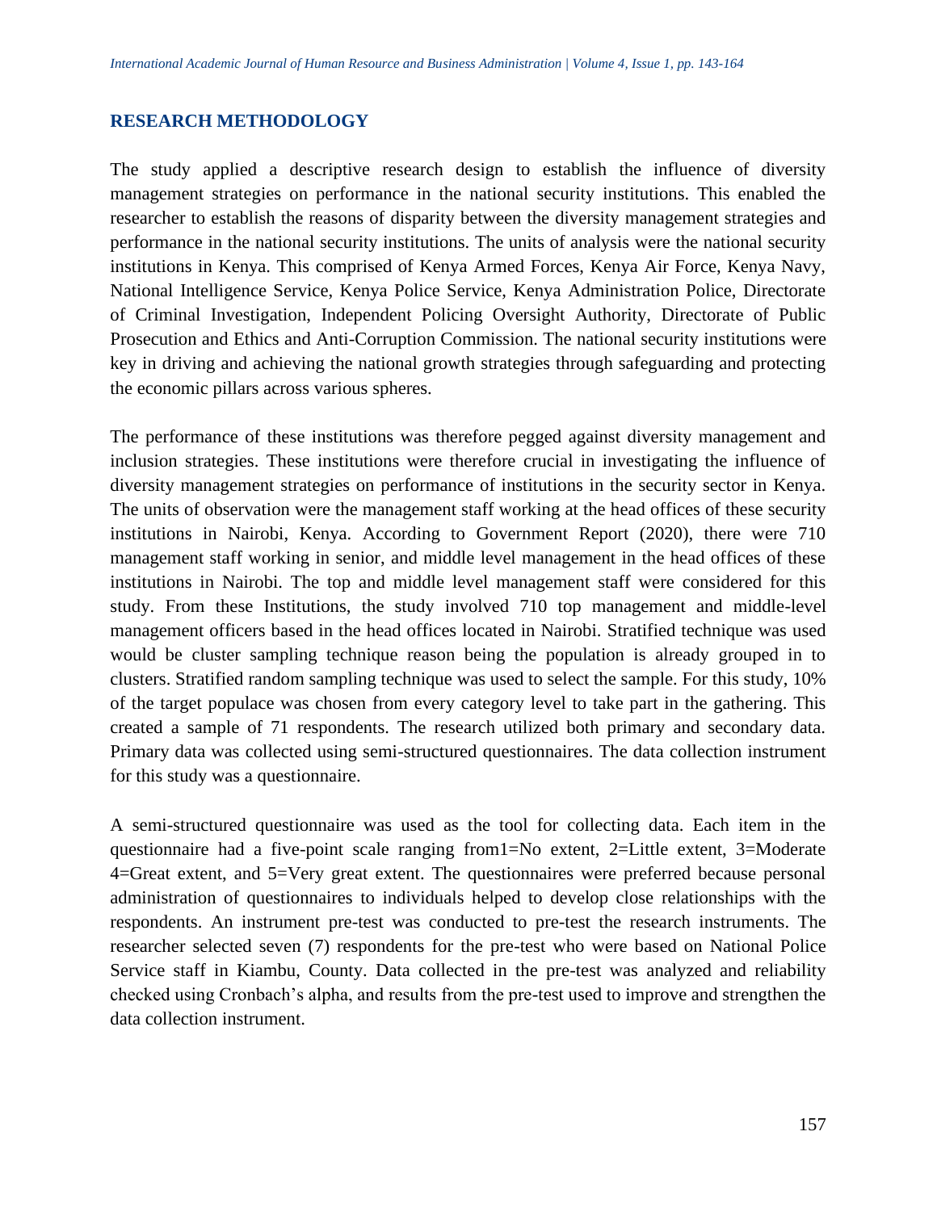## RESEARCH METHODOLOGY

The study applied a descriptive research design to establish the influence of diversity management strategies on performance in the national security institutions. This enabled the researcher to establish the reasons of disparity between the diversity management strategies and performance in the national security institutions. The units of analysis were the national security institutions in Kenya. This comprised of Kenya Armed Forces, Kenya Air Force, Kenya Navy, National Intelligence Service, Kenya Police Service, Kenya Administration Police, Directorate of Criminal Investigation, Independent Policing Oversight Authority, Directorate of Public Prosecution and Ethics and Anti-Corruption Commission. The national security institutions were key in driving and achieving the national growth strategies through safeguarding and protecting the economic pillars across various spheres.

The performance of these institutions was therefore pegged against diversity management and inclusion strategies. These institutions were therefore crucial in investigating the influence of diversity management strategies on performance of institutions in the security sector in Kenya. The units of observation were the management staff working at the head offices of these security institutions in Nairobi, Kenya. According to Government Report (2020), there were 710 management staff working in senior, and middle level management in the head offices of these institutions in Nairobi. The top and middle level management staff were considered for this study. From these Institutions, the study involved 710 top management and middle-level management officers based in the head offices located in Nairobi. Stratified technique was used would be cluster sampling technique reason being the population is already grouped in to clusters. Stratified random sampling technique was used to select the sample. For this study, 10% of the target populace was chosen from every category level to take part in the gathering. This created a sample of 71 respondents. The research utilized both primary and secondary data. Primary data was collected using semi-structured questionnaires. The data collection instrument for this study was a questionnaire.

A semi-structured questionnaire was used as the tool for collecting data. Each item in the questionnaire had a five-point scale ranging from1=No extent, 2=Little extent, 3=Moderate 4=Great extent, and 5=Very great extent. The questionnaires were preferred because personal administration of questionnaires to individuals helped to develop close relationships with the respondents. An instrument pre-test was conducted to pre-test the research instruments. The researcher selected seven (7) respondents for the pre-test who were based on National Police Service staff in Kiambu, County. Data collected in the pre-test was analyzed and reliability checked using Cronbach's alpha, and results from the pre-test used to improve and strengthen the data collection instrument.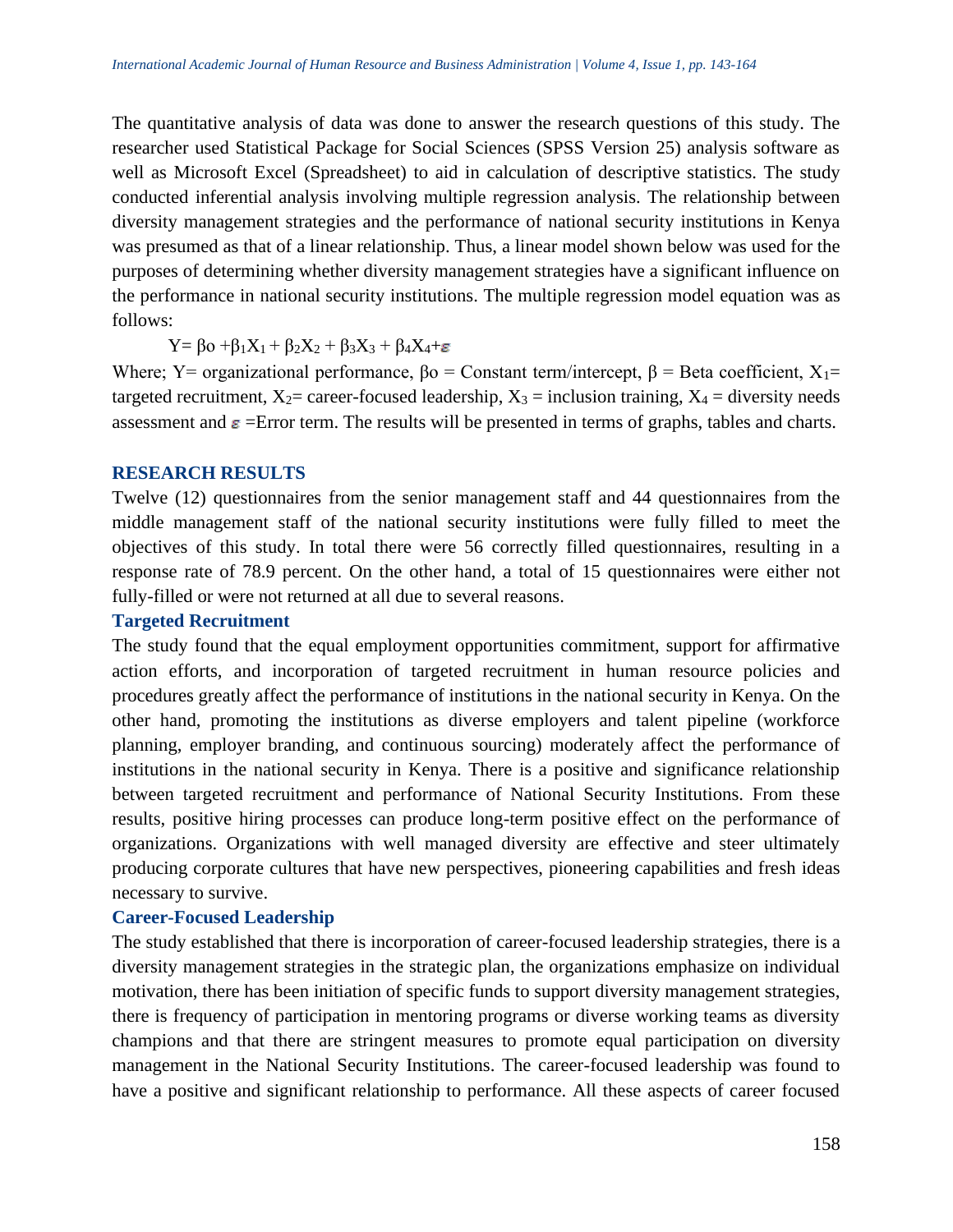The quantitative analysis of data was done to answer the research questions of this study. The researcher used Statistical Package for Social Sciences (SPSS Version 25) analysis software as well as Microsoft Excel (Spreadsheet) to aid in calculation of descriptive statistics. The study conducted inferential analysis involving multiple regression analysis. The relationship between diversity management strategies and the performance of national security institutions in Kenya was presumed as that of a linear relationship. Thus, a linear model shown below was used for the purposes of determining whether diversity management strategies have a significant influence on the performance in national security institutions. The multiple regression model equation was as follows:

$$Y = \beta_o + \beta_1 X_1 + \beta_2 X_2 + \beta_3 X_3 + \beta_4 X_4 + \varepsilon$$

Where; Y= organizational performance, $\beta_o$ = Constant term/intercept, $\beta$ = Beta coefficient, $X_1$= targeted recruitment, $X_2$= career-focused leadership, $X_3$ = inclusion training, $X_4$ = diversity needs assessment and $\varepsilon$ =Error term. The results will be presented in terms of graphs, tables and charts.

## RESEARCH RESULTS

Twelve (12) questionnaires from the senior management staff and 44 questionnaires from the middle management staff of the national security institutions were fully filled to meet the objectives of this study. In total there were 56 correctly filled questionnaires, resulting in a response rate of 78.9 percent. On the other hand, a total of 15 questionnaires were either not fully-filled or were not returned at all due to several reasons.

### Targeted Recruitment

The study found that the equal employment opportunities commitment, support for affirmative action efforts, and incorporation of targeted recruitment in human resource policies and procedures greatly affect the performance of institutions in the national security in Kenya. On the other hand, promoting the institutions as diverse employers and talent pipeline (workforce planning, employer branding, and continuous sourcing) moderately affect the performance of institutions in the national security in Kenya. There is a positive and significance relationship between targeted recruitment and performance of National Security Institutions. From these results, positive hiring processes can produce long-term positive effect on the performance of organizations. Organizations with well managed diversity are effective and steer ultimately producing corporate cultures that have new perspectives, pioneering capabilities and fresh ideas necessary to survive.

### Career-Focused Leadership

The study established that there is incorporation of career-focused leadership strategies, there is a diversity management strategies in the strategic plan, the organizations emphasize on individual motivation, there has been initiation of specific funds to support diversity management strategies, there is frequency of participation in mentoring programs or diverse working teams as diversity champions and that there are stringent measures to promote equal participation on diversity management in the National Security Institutions. The career-focused leadership was found to have a positive and significant relationship to performance. All these aspects of career focused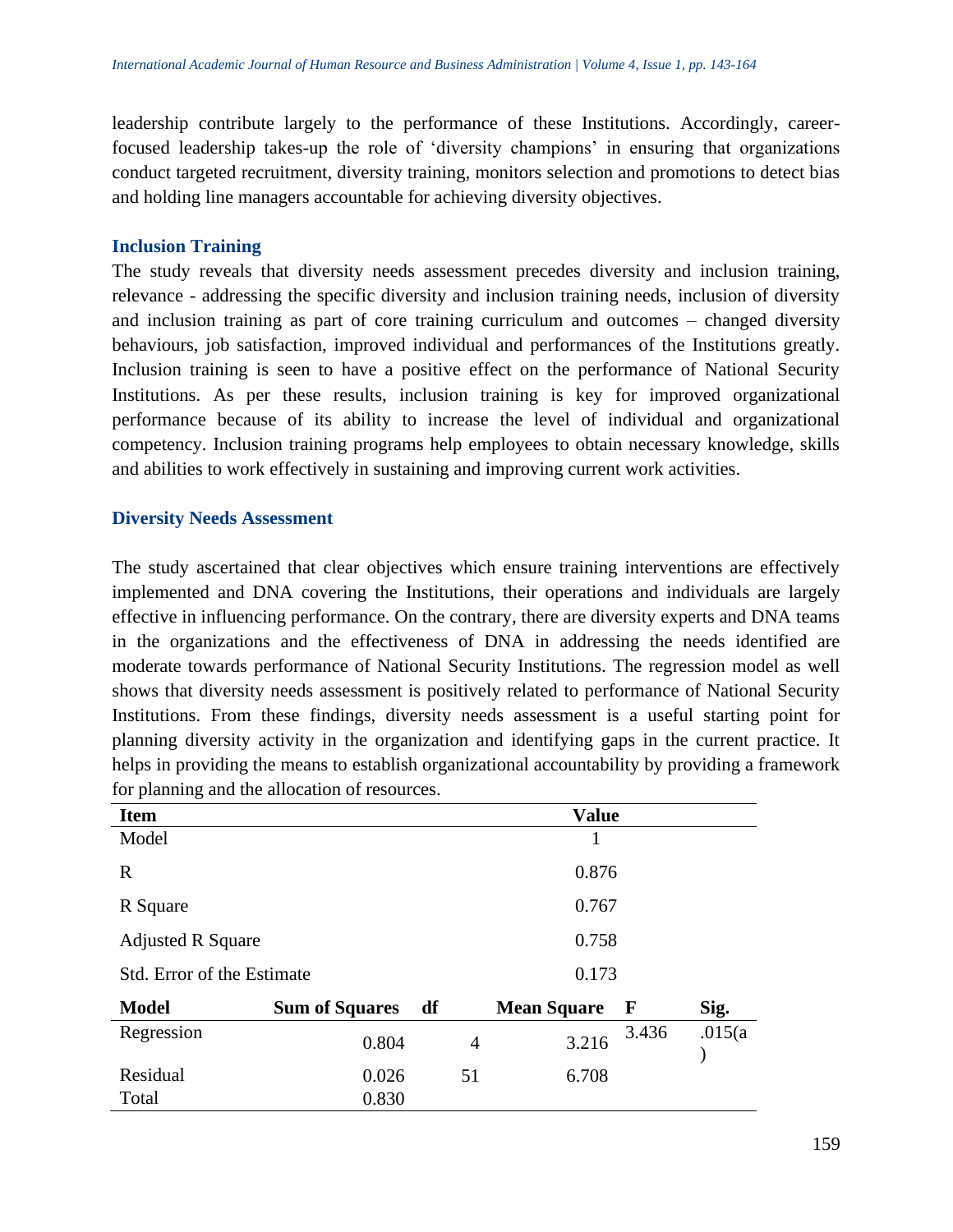leadership contribute largely to the performance of these Institutions. Accordingly, career-focused leadership takes-up the role of 'diversity champions' in ensuring that organizations conduct targeted recruitment, diversity training, monitors selection and promotions to detect bias and holding line managers accountable for achieving diversity objectives.

### Inclusion Training

The study reveals that diversity needs assessment precedes diversity and inclusion training, relevance - addressing the specific diversity and inclusion training needs, inclusion of diversity and inclusion training as part of core training curriculum and outcomes – changed diversity behaviours, job satisfaction, improved individual and performances of the Institutions greatly. Inclusion training is seen to have a positive effect on the performance of National Security Institutions. As per these results, inclusion training is key for improved organizational performance because of its ability to increase the level of individual and organizational competency. Inclusion training programs help employees to obtain necessary knowledge, skills and abilities to work effectively in sustaining and improving current work activities.

### Diversity Needs Assessment

The study ascertained that clear objectives which ensure training interventions are effectively implemented and DNA covering the Institutions, their operations and individuals are largely effective in influencing performance. On the contrary, there are diversity experts and DNA teams in the organizations and the effectiveness of DNA in addressing the needs identified are moderate towards performance of National Security Institutions. The regression model as well shows that diversity needs assessment is positively related to performance of National Security Institutions. From these findings, diversity needs assessment is a useful starting point for planning diversity activity in the organization and identifying gaps in the current practice. It helps in providing the means to establish organizational accountability by providing a framework for planning and the allocation of resources.

| Item | Value |
|---|---|
| Model | 1 |
| R | 0.876 |
| R Square | 0.767 |
| Adjusted R Square | 0.758 |
| Std. Error of the Estimate | 0.173 |

| Model | Sum of Squares | df | Mean Square | F | Sig. |
|---|---|---|---|---|---|
| Regression | 0.804 | 4 | 3.216 | 3.436 | .015(a) |
| Residual | 0.026 | 51 | 6.708 | | |
| Total | 0.830 | | | | |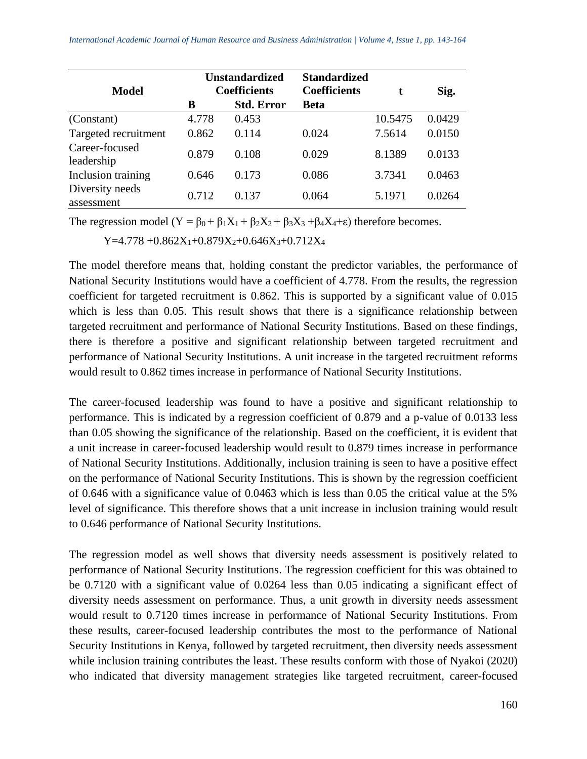| Model | Unstandardized Coefficients | | Standardized Coefficients | t | Sig. |
|---|---|---|---|---|---|
| | B | Std. Error | Beta | | |
| (Constant) | 4.778 | 0.453 | | 10.5475 | 0.0429 |
| Targeted recruitment | 0.862 | 0.114 | 0.024 | 7.5614 | 0.0150 |
| Career-focused leadership | 0.879 | 0.108 | 0.029 | 8.1389 | 0.0133 |
| Inclusion training | 0.646 | 0.173 | 0.086 | 3.7341 | 0.0463 |
| Diversity needs assessment | 0.712 | 0.137 | 0.064 | 5.1971 | 0.0264 |

The regression model ($Y = \beta_0 + \beta_1X_1 + \beta_2X_2 + \beta_3X_3 + \beta_4X_4 + \varepsilon$) therefore becomes.

$$Y = 4.778 + 0.862X_1 + 0.879X_2 + 0.646X_3 + 0.712X_4$$

The model therefore means that, holding constant the predictor variables, the performance of National Security Institutions would have a coefficient of 4.778. From the results, the regression coefficient for targeted recruitment is 0.862. This is supported by a significant value of 0.015 which is less than 0.05. This result shows that there is a significance relationship between targeted recruitment and performance of National Security Institutions. Based on these findings, there is therefore a positive and significant relationship between targeted recruitment and performance of National Security Institutions. A unit increase in the targeted recruitment reforms would result to 0.862 times increase in performance of National Security Institutions.

The career-focused leadership was found to have a positive and significant relationship to performance. This is indicated by a regression coefficient of 0.879 and a p-value of 0.0133 less than 0.05 showing the significance of the relationship. Based on the coefficient, it is evident that a unit increase in career-focused leadership would result to 0.879 times increase in performance of National Security Institutions. Additionally, inclusion training is seen to have a positive effect on the performance of National Security Institutions. This is shown by the regression coefficient of 0.646 with a significance value of 0.0463 which is less than 0.05 the critical value at the 5% level of significance. This therefore shows that a unit increase in inclusion training would result to 0.646 performance of National Security Institutions.

The regression model as well shows that diversity needs assessment is positively related to performance of National Security Institutions. The regression coefficient for this was obtained to be 0.7120 with a significant value of 0.0264 less than 0.05 indicating a significant effect of diversity needs assessment on performance. Thus, a unit growth in diversity needs assessment would result to 0.7120 times increase in performance of National Security Institutions. From these results, career-focused leadership contributes the most to the performance of National Security Institutions in Kenya, followed by targeted recruitment, then diversity needs assessment while inclusion training contributes the least. These results conform with those of Nyakoi (2020) who indicated that diversity management strategies like targeted recruitment, career-focused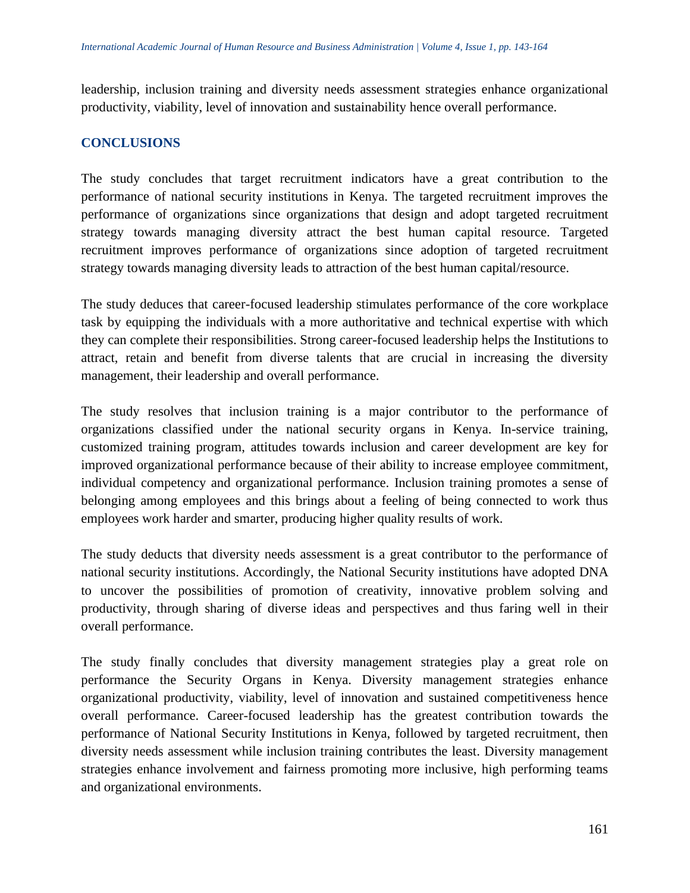leadership, inclusion training and diversity needs assessment strategies enhance organizational productivity, viability, level of innovation and sustainability hence overall performance.

## CONCLUSIONS

The study concludes that target recruitment indicators have a great contribution to the performance of national security institutions in Kenya. The targeted recruitment improves the performance of organizations since organizations that design and adopt targeted recruitment strategy towards managing diversity attract the best human capital resource. Targeted recruitment improves performance of organizations since adoption of targeted recruitment strategy towards managing diversity leads to attraction of the best human capital/resource.

The study deduces that career-focused leadership stimulates performance of the core workplace task by equipping the individuals with a more authoritative and technical expertise with which they can complete their responsibilities. Strong career-focused leadership helps the Institutions to attract, retain and benefit from diverse talents that are crucial in increasing the diversity management, their leadership and overall performance.

The study resolves that inclusion training is a major contributor to the performance of organizations classified under the national security organs in Kenya. In-service training, customized training program, attitudes towards inclusion and career development are key for improved organizational performance because of their ability to increase employee commitment, individual competency and organizational performance. Inclusion training promotes a sense of belonging among employees and this brings about a feeling of being connected to work thus employees work harder and smarter, producing higher quality results of work.

The study deducts that diversity needs assessment is a great contributor to the performance of national security institutions. Accordingly, the National Security institutions have adopted DNA to uncover the possibilities of promotion of creativity, innovative problem solving and productivity, through sharing of diverse ideas and perspectives and thus faring well in their overall performance.

The study finally concludes that diversity management strategies play a great role on performance the Security Organs in Kenya. Diversity management strategies enhance organizational productivity, viability, level of innovation and sustained competitiveness hence overall performance. Career-focused leadership has the greatest contribution towards the performance of National Security Institutions in Kenya, followed by targeted recruitment, then diversity needs assessment while inclusion training contributes the least. Diversity management strategies enhance involvement and fairness promoting more inclusive, high performing teams and organizational environments.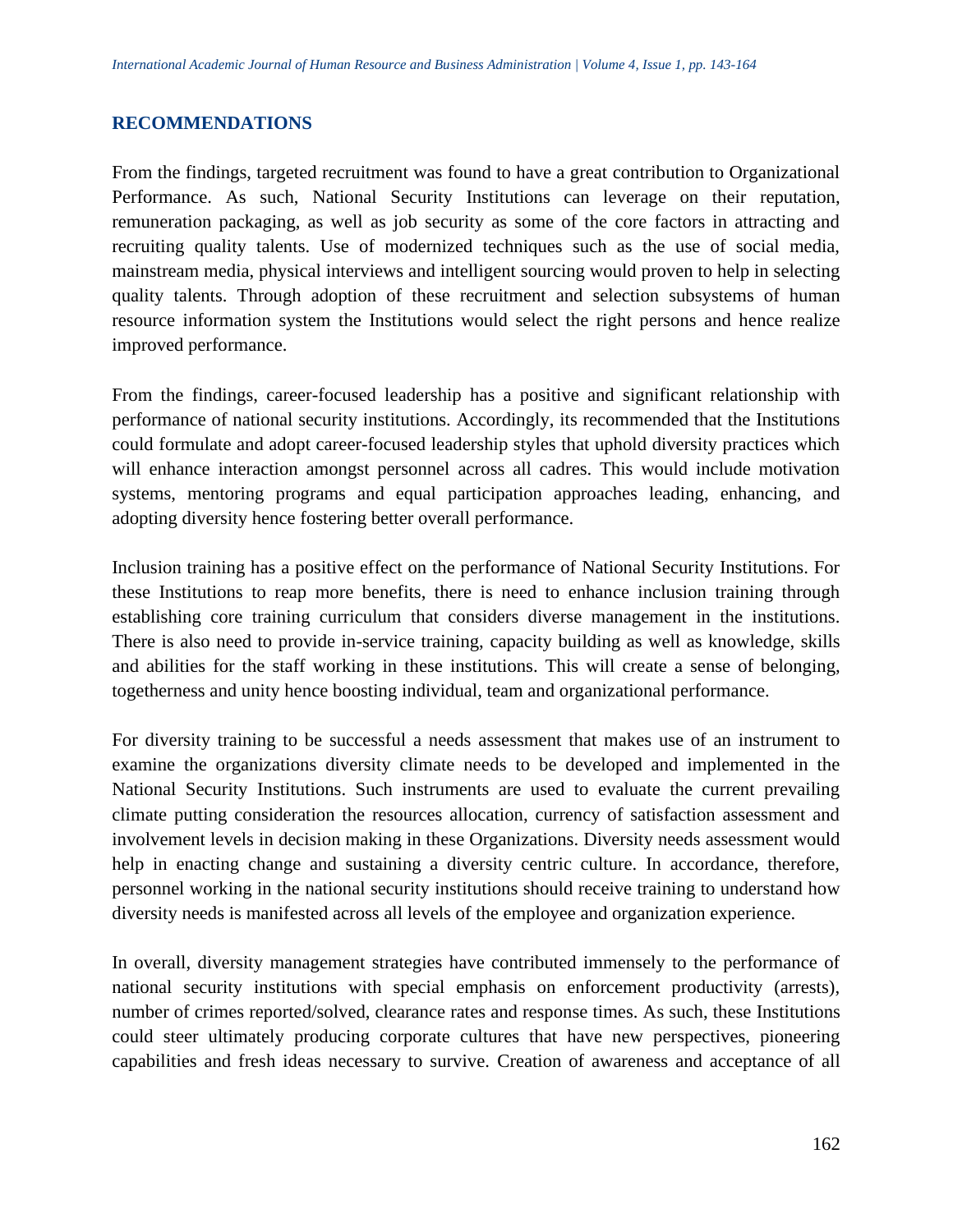## RECOMMENDATIONS

From the findings, targeted recruitment was found to have a great contribution to Organizational Performance. As such, National Security Institutions can leverage on their reputation, remuneration packaging, as well as job security as some of the core factors in attracting and recruiting quality talents. Use of modernized techniques such as the use of social media, mainstream media, physical interviews and intelligent sourcing would proven to help in selecting quality talents. Through adoption of these recruitment and selection subsystems of human resource information system the Institutions would select the right persons and hence realize improved performance.

From the findings, career-focused leadership has a positive and significant relationship with performance of national security institutions. Accordingly, its recommended that the Institutions could formulate and adopt career-focused leadership styles that uphold diversity practices which will enhance interaction amongst personnel across all cadres. This would include motivation systems, mentoring programs and equal participation approaches leading, enhancing, and adopting diversity hence fostering better overall performance.

Inclusion training has a positive effect on the performance of National Security Institutions. For these Institutions to reap more benefits, there is need to enhance inclusion training through establishing core training curriculum that considers diverse management in the institutions. There is also need to provide in-service training, capacity building as well as knowledge, skills and abilities for the staff working in these institutions. This will create a sense of belonging, togetherness and unity hence boosting individual, team and organizational performance.

For diversity training to be successful a needs assessment that makes use of an instrument to examine the organizations diversity climate needs to be developed and implemented in the National Security Institutions. Such instruments are used to evaluate the current prevailing climate putting consideration the resources allocation, currency of satisfaction assessment and involvement levels in decision making in these Organizations. Diversity needs assessment would help in enacting change and sustaining a diversity centric culture. In accordance, therefore, personnel working in the national security institutions should receive training to understand how diversity needs is manifested across all levels of the employee and organization experience.

In overall, diversity management strategies have contributed immensely to the performance of national security institutions with special emphasis on enforcement productivity (arrests), number of crimes reported/solved, clearance rates and response times. As such, these Institutions could steer ultimately producing corporate cultures that have new perspectives, pioneering capabilities and fresh ideas necessary to survive. Creation of awareness and acceptance of all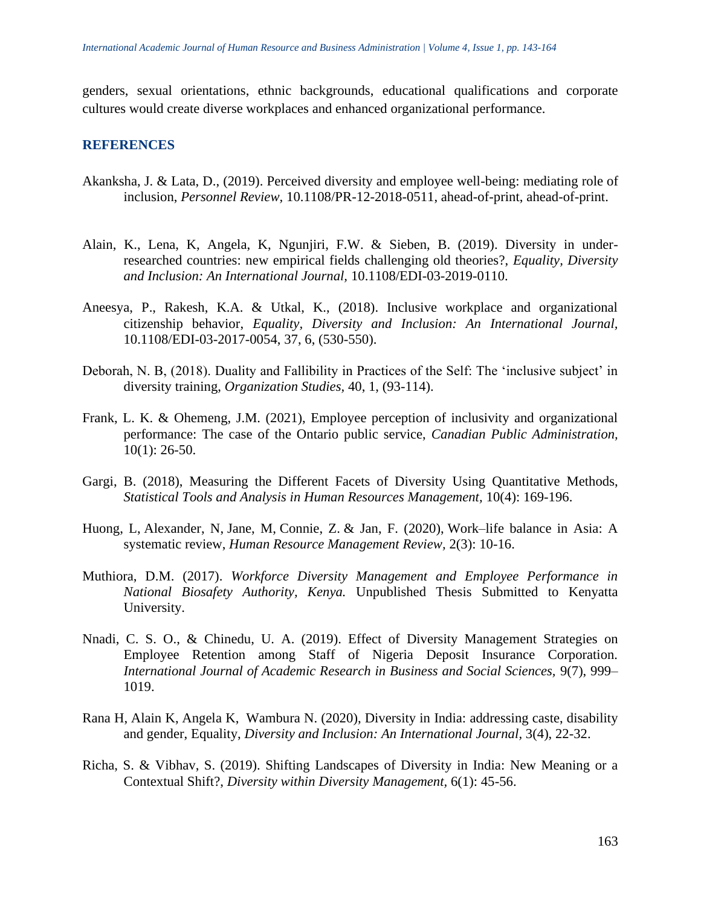genders, sexual orientations, ethnic backgrounds, educational qualifications and corporate cultures would create diverse workplaces and enhanced organizational performance.

## REFERENCES

Akanksha, J. & Lata, D., (2019). Perceived diversity and employee well-being: mediating role of inclusion, *Personnel Review,* 10.1108/PR-12-2018-0511, ahead-of-print, ahead-of-print.

Alain, K., Lena, K, Angela, K, Ngunjiri, F.W. & Sieben, B. (2019). Diversity in under-researched countries: new empirical fields challenging old theories?, *Equality, Diversity and Inclusion: An International Journal,* 10.1108/EDI-03-2019-0110.

Aneesya, P., Rakesh, K.A. & Utkal, K., (2018). Inclusive workplace and organizational citizenship behavior, *Equality, Diversity and Inclusion: An International Journal,* 10.1108/EDI-03-2017-0054, 37, 6, (530-550).

Deborah, N. B, (2018). Duality and Fallibility in Practices of the Self: The 'inclusive subject' in diversity training, *Organization Studies,* 40, 1, (93-114).

Frank, L. K. & Ohemeng, J.M. (2021), Employee perception of inclusivity and organizational performance: The case of the Ontario public service, *Canadian Public Administration,* 10(1): 26-50.

Gargi, B. (2018), Measuring the Different Facets of Diversity Using Quantitative Methods, *Statistical Tools and Analysis in Human Resources Management,* 10(4): 169-196.

Huong, L, Alexander, N, Jane, M, Connie, Z. & Jan, F. (2020), Work–life balance in Asia: A systematic review, *Human Resource Management Review,* 2(3): 10-16.

Muthiora, D.M. (2017). *Workforce Diversity Management and Employee Performance in National Biosafety Authority, Kenya.* Unpublished Thesis Submitted to Kenyatta University.

Nnadi, C. S. O., & Chinedu, U. A. (2019). Effect of Diversity Management Strategies on Employee Retention among Staff of Nigeria Deposit Insurance Corporation. *International Journal of Academic Research in Business and Social Sciences,* 9(7), 999–1019.

Rana H, Alain K, Angela K, Wambura N. (2020), Diversity in India: addressing caste, disability and gender, Equality, *Diversity and Inclusion: An International Journal*, 3(4), 22-32.

Richa, S. & Vibhav, S. (2019). Shifting Landscapes of Diversity in India: New Meaning or a Contextual Shift?, *Diversity within Diversity Management,* 6(1): 45-56.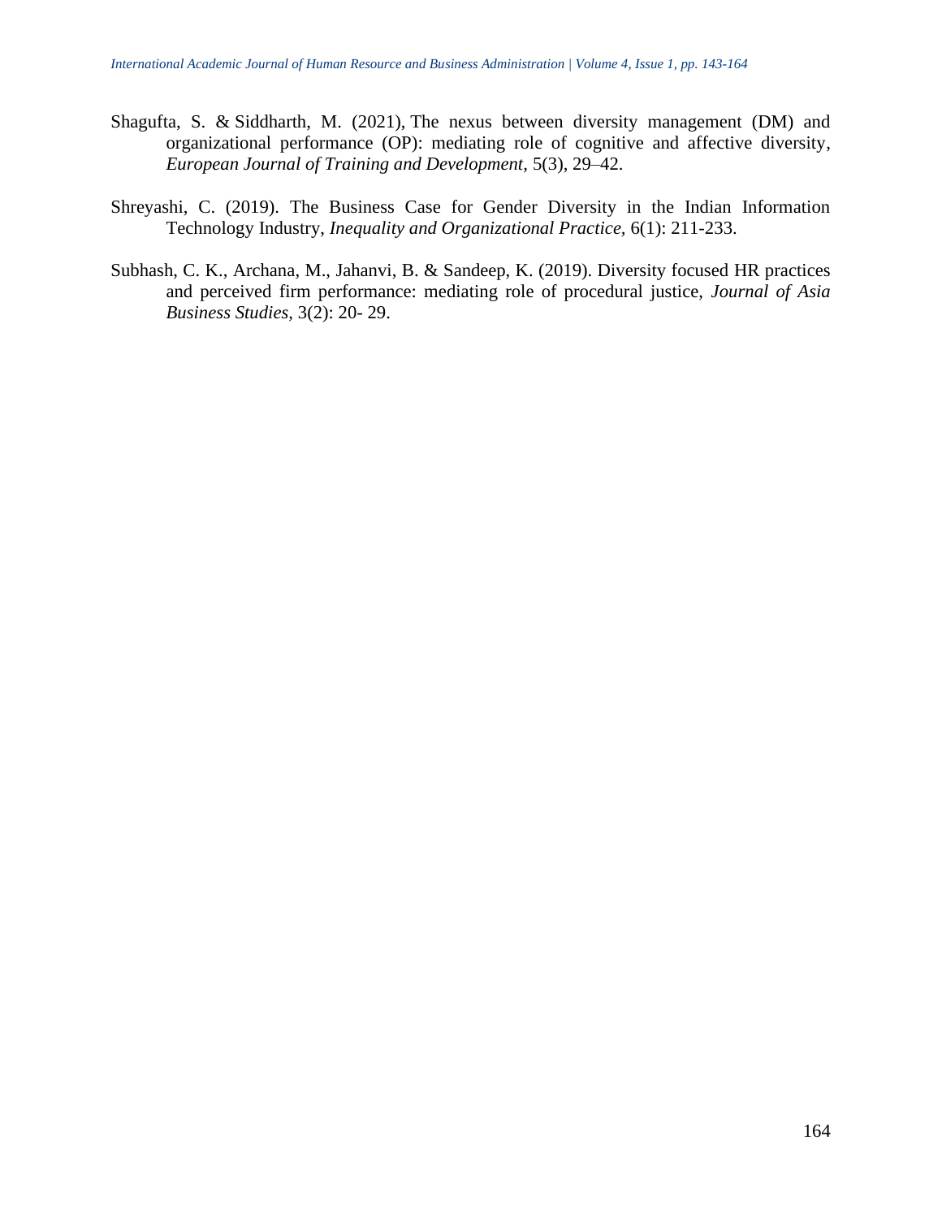Shagufta, S. & Siddharth, M. (2021), The nexus between diversity management (DM) and organizational performance (OP): mediating role of cognitive and affective diversity, *European Journal of Training and Development*, 5(3), 29–42.

Shreyashi, C. (2019). The Business Case for Gender Diversity in the Indian Information Technology Industry, *Inequality and Organizational Practice*, 6(1): 211-233.

Subhash, C. K., Archana, M., Jahanvi, B. & Sandeep, K. (2019). Diversity focused HR practices and perceived firm performance: mediating role of procedural justice, *Journal of Asia Business Studies*, 3(2): 20- 29.